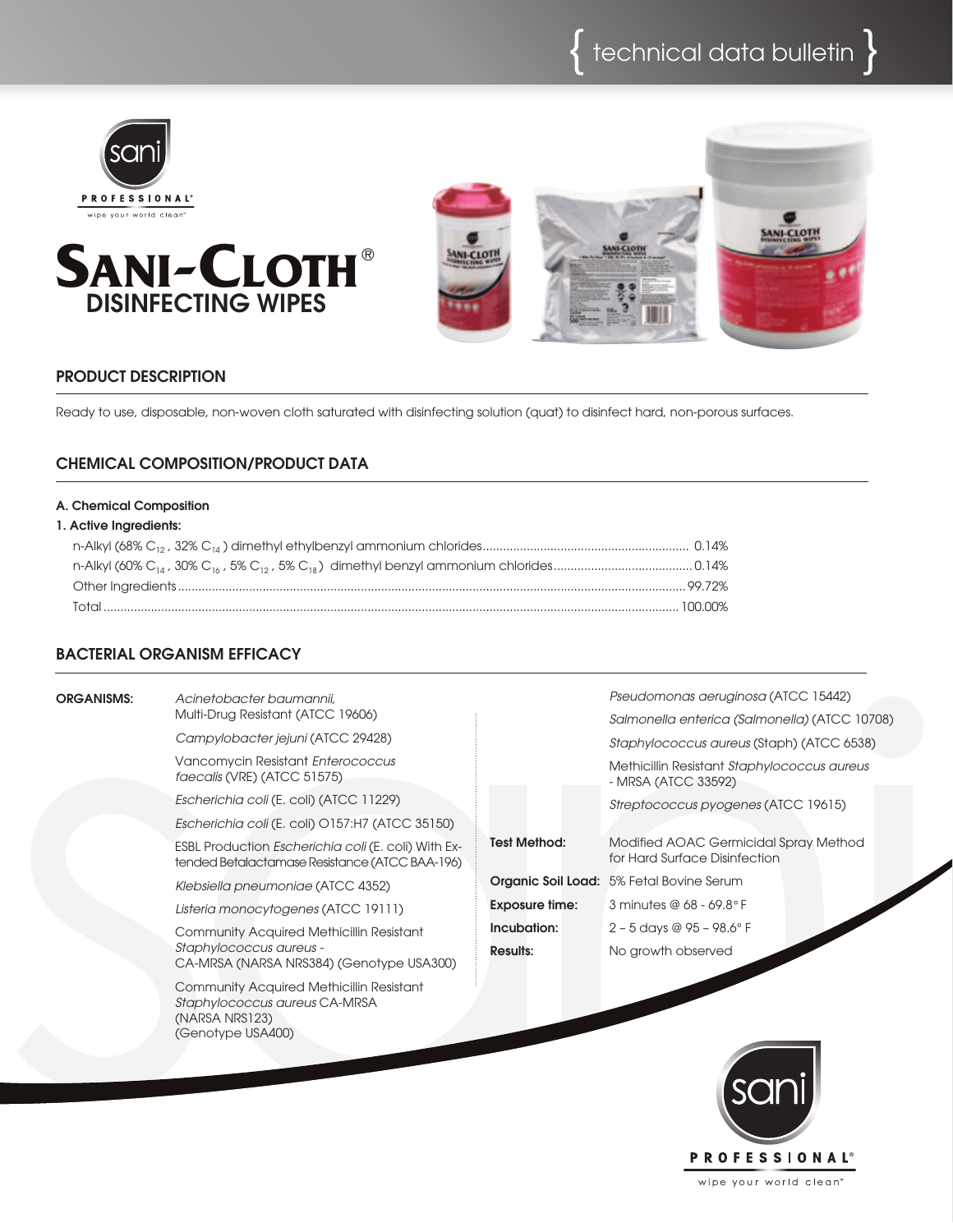{ technical data bulletin }

sani PROFESSIONAL®
wipe your world clean™

# SANI-CLOTH®
## DISINFECTING WIPES

## PRODUCT DESCRIPTION

Ready to use, disposable, non-woven cloth saturated with disinfecting solution (quat) to disinfect hard, non-porous surfaces.

## CHEMICAL COMPOSITION/PRODUCT DATA

**A. Chemical Composition**

**1. Active Ingredients:**

| Ingredient | % |
|---|---|
| n-Alkyl (68% $C_{12}$, 32% $C_{14}$) dimethyl ethylbenzyl ammonium chlorides | 0.14% |
| n-Alkyl (60% $C_{14}$, 30% $C_{16}$, 5% $C_{12}$, 5% $C_{18}$) dimethyl benzyl ammonium chlorides | 0.14% |
| Other Ingredients | 99.72% |
| Total | 100.00% |

## BACTERIAL ORGANISM EFFICACY

**ORGANISMS:**

- *Acinetobacter baumannii,* Multi-Drug Resistant (ATCC 19606)
- *Campylobacter jejuni* (ATCC 29428)
- Vancomycin Resistant *Enterococcus faecalis* (VRE) (ATCC 51575)
- *Escherichia coli* (E. coli) (ATCC 11229)
- *Escherichia coli* (E. coli) O157:H7 (ATCC 35150)
- ESBL Production *Escherichia coli* (E. coli) With Extended Betalactamase Resistance (ATCC BAA-196)
- *Klebsiella pneumoniae* (ATCC 4352)
- *Listeria monocytogenes* (ATCC 19111)
- Community Acquired Methicillin Resistant *Staphylococcus aureus* - CA-MRSA (NARSA NRS384) (Genotype USA300)
- Community Acquired Methicillin Resistant *Staphylococcus aureus* CA-MRSA (NARSA NRS123) (Genotype USA400)
- *Pseudomonas aeruginosa* (ATCC 15442)
- *Salmonella enterica (Salmonella)* (ATCC 10708)
- *Staphylococcus aureus* (Staph) (ATCC 6538)
- Methicillin Resistant *Staphylococcus aureus* - MRSA (ATCC 33592)
- *Streptococcus pyogenes* (ATCC 19615)

**Test Method:** Modified AOAC Germicidal Spray Method for Hard Surface Disinfection

**Organic Soil Load:** 5% Fetal Bovine Serum

**Exposure time:** 3 minutes @ 68 - 69.8° F

**Incubation:** 2 – 5 days @ 95 – 98.6° F

**Results:** No growth observed

sani PROFESSIONAL®
wipe your world clean™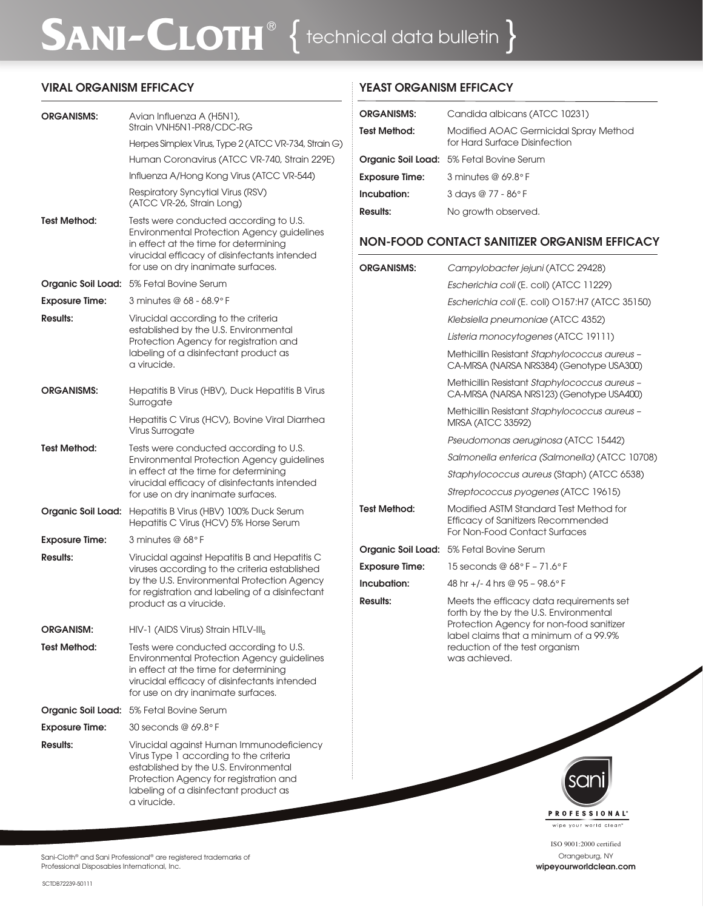# SANI-CLOTH® { technical data bulletin }

## VIRAL ORGANISM EFFICACY

| | |
|---|---|
| **ORGANISMS:** | Avian Influenza A (H5N1), Strain VNH5N1-PR8/CDC-RG |
| | Herpes Simplex Virus, Type 2 (ATCC VR-734, Strain G) |
| | Human Coronavirus (ATCC VR-740, Strain 229E) |
| | Influenza A/Hong Kong Virus (ATCC VR-544) |
| | Respiratory Syncytial Virus (RSV) (ATCC VR-26, Strain Long) |
| **Test Method:** | Tests were conducted according to U.S. Environmental Protection Agency guidelines in effect at the time for determining virucidal efficacy of disinfectants intended for use on dry inanimate surfaces. |
| **Organic Soil Load:** | 5% Fetal Bovine Serum |
| **Exposure Time:** | 3 minutes @ 68 - 68.9° F |
| **Results:** | Virucidal according to the criteria established by the U.S. Environmental Protection Agency for registration and labeling of a disinfectant product as a virucide. |

| | |
|---|---|
| **ORGANISMS:** | Hepatitis B Virus (HBV), Duck Hepatitis B Virus Surrogate |
| | Hepatitis C Virus (HCV), Bovine Viral Diarrhea Virus Surrogate |
| **Test Method:** | Tests were conducted according to U.S. Environmental Protection Agency guidelines in effect at the time for determining virucidal efficacy of disinfectants intended for use on dry inanimate surfaces. |
| **Organic Soil Load:** | Hepatitis B Virus (HBV) 100% Duck Serum<br>Hepatitis C Virus (HCV) 5% Horse Serum |
| **Exposure Time:** | 3 minutes @ 68° F |
| **Results:** | Virucidal against Hepatitis B and Hepatitis C viruses according to the criteria established by the U.S. Environmental Protection Agency for registration and labeling of a disinfectant product as a virucide. |

| | |
|---|---|
| **ORGANISM:** | HIV-1 (AIDS Virus) Strain HTLV-III$_B$ |
| **Test Method:** | Tests were conducted according to U.S. Environmental Protection Agency guidelines in effect at the time for determining virucidal efficacy of disinfectants intended for use on dry inanimate surfaces. |
| **Organic Soil Load:** | 5% Fetal Bovine Serum |
| **Exposure Time:** | 30 seconds @ 69.8° F |
| **Results:** | Virucidal against Human Immunodeficiency Virus Type 1 according to the criteria established by the U.S. Environmental Protection Agency for registration and labeling of a disinfectant product as a virucide. |

## YEAST ORGANISM EFFICACY

| | |
|---|---|
| **ORGANISMS:** | Candida albicans (ATCC 10231) |
| **Test Method:** | Modified AOAC Germicidal Spray Method for Hard Surface Disinfection |
| **Organic Soil Load:** | 5% Fetal Bovine Serum |
| **Exposure Time:** | 3 minutes @ 69.8° F |
| **Incubation:** | 3 days @ 77 - 86° F |
| **Results:** | No growth observed. |

## NON-FOOD CONTACT SANITIZER ORGANISM EFFICACY

| | |
|---|---|
| **ORGANISMS:** | *Campylobacter jejuni* (ATCC 29428) |
| | *Escherichia coli* (E. coli) (ATCC 11229) |
| | *Escherichia coli* (E. coli) O157:H7 (ATCC 35150) |
| | *Klebsiella pneumoniae* (ATCC 4352) |
| | *Listeria monocytogenes* (ATCC 19111) |
| | Methicillin Resistant *Staphylococcus aureus* – CA-MRSA (NARSA NRS384) (Genotype USA300) |
| | Methicillin Resistant *Staphylococcus aureus* – CA-MRSA (NARSA NRS123) (Genotype USA400) |
| | Methicillin Resistant *Staphylococcus aureus* – MRSA (ATCC 33592) |
| | *Pseudomonas aeruginosa* (ATCC 15442) |
| | *Salmonella enterica (Salmonella)* (ATCC 10708) |
| | *Staphylococcus aureus* (Staph) (ATCC 6538) |
| | *Streptococcus pyogenes* (ATCC 19615) |
| **Test Method:** | Modified ASTM Standard Test Method for Efficacy of Sanitizers Recommended For Non-Food Contact Surfaces |
| **Organic Soil Load:** | 5% Fetal Bovine Serum |
| **Exposure Time:** | 15 seconds @ 68° F – 71.6° F |
| **Incubation:** | 48 hr +/- 4 hrs @ 95 – 98.6° F |
| **Results:** | Meets the efficacy data requirements set forth by the by the U.S. Environmental Protection Agency for non-food sanitizer label claims that a minimum of a 99.9% reduction of the test organism was achieved. |

sani PROFESSIONAL®
wipe your world clean™

ISO 9001:2000 certified
Orangeburg, NY
**wipeyourworldclean.com**

Sani-Cloth® and Sani Professional® are registered trademarks of Professional Disposables International, Inc.

SCTDB72239-50111